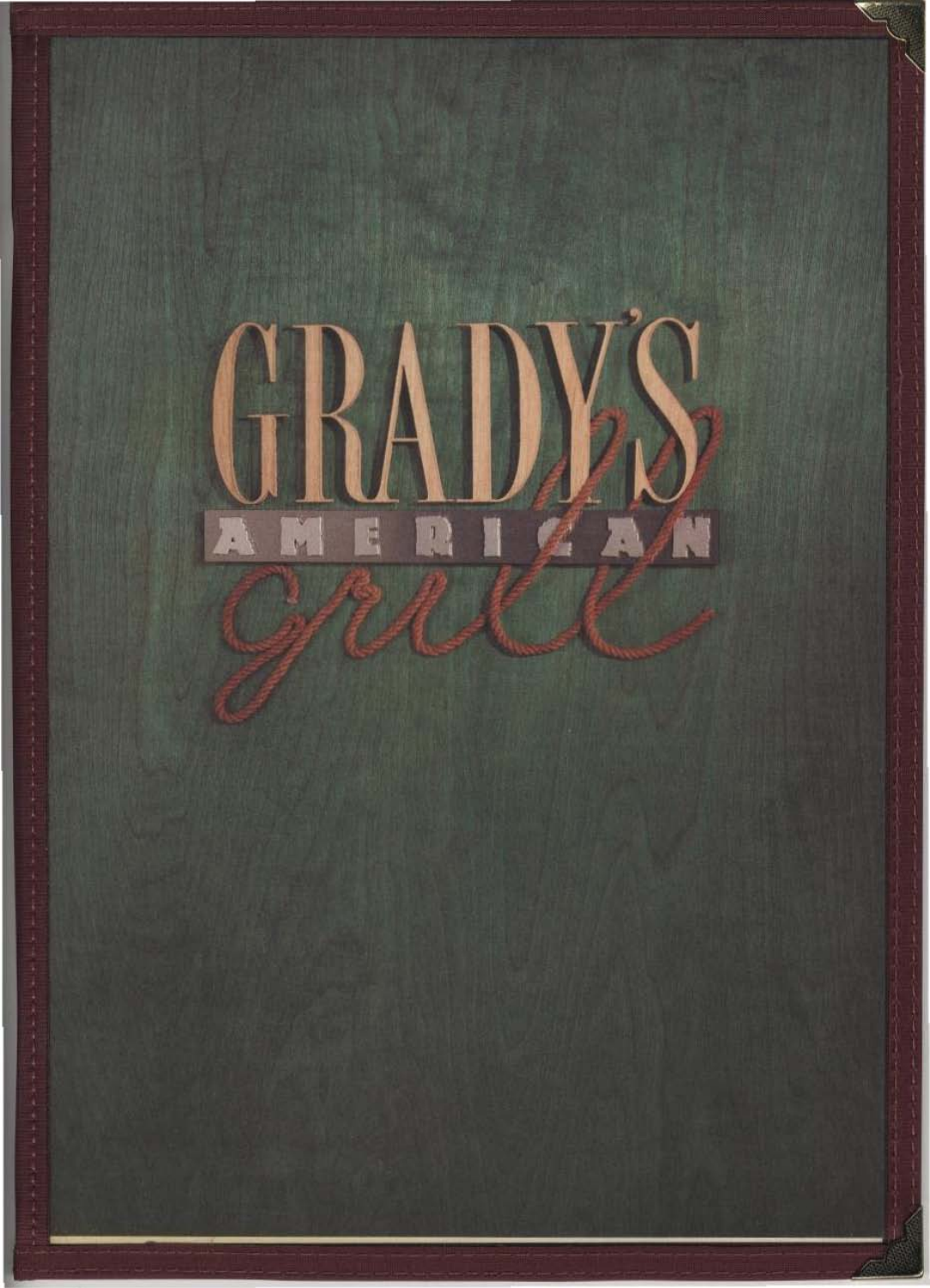# GRADY'S AMERICAN grill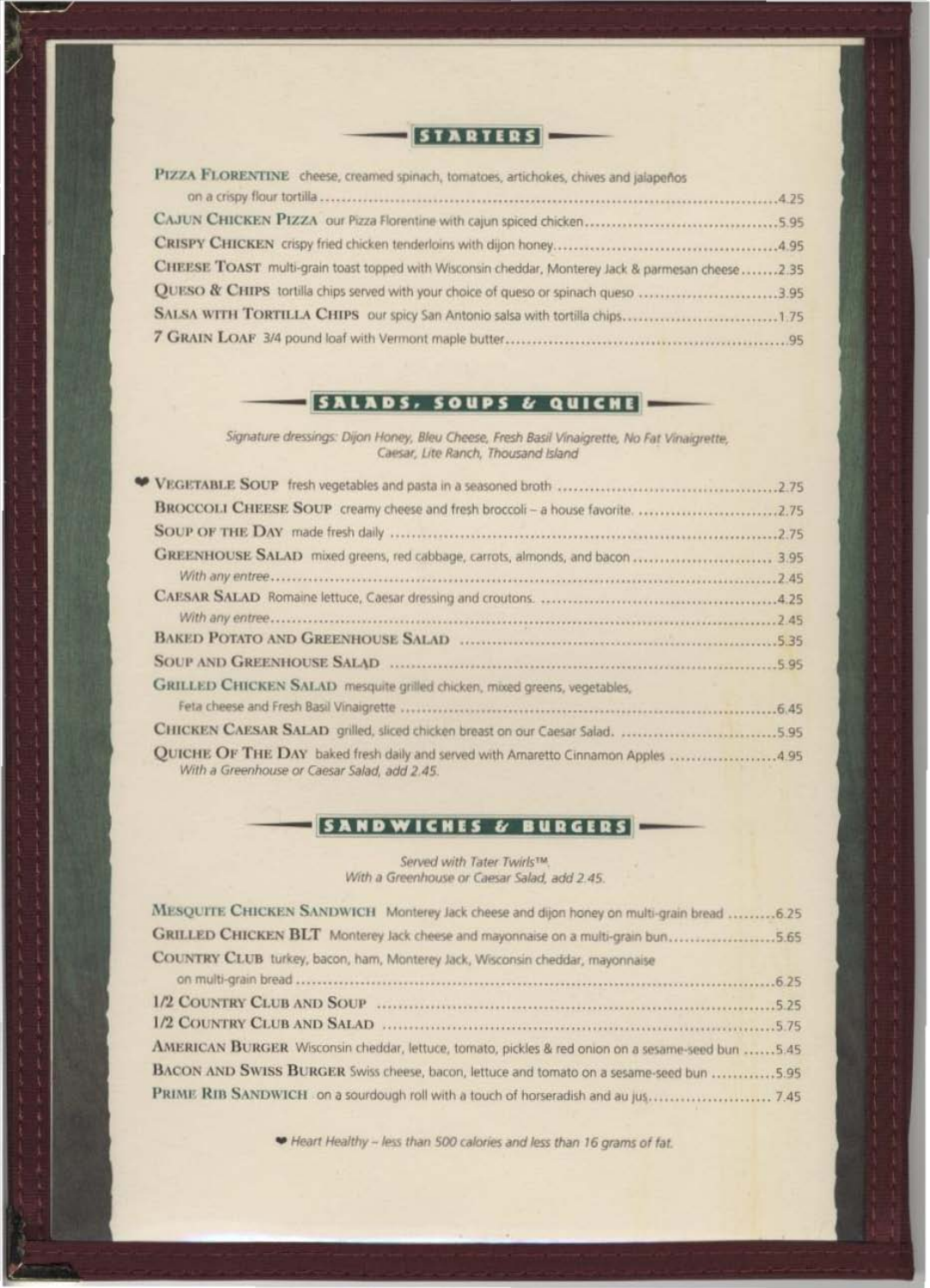## STARTERS

**PIZZA FLORENTINE** cheese, creamed spinach, tomatoes, artichokes, chives and jalapeños on a crispy flour tortilla .......4.25

**CAJUN CHICKEN PIZZA** our Pizza Florentine with cajun spiced chicken.......5.95

**CRISPY CHICKEN** crispy fried chicken tenderloins with dijon honey.......4.95

**CHEESE TOAST** multi-grain toast topped with Wisconsin cheddar, Monterey Jack & parmesan cheese.......2.35

**QUESO & CHIPS** tortilla chips served with your choice of queso or spinach queso.......3.95

**SALSA WITH TORTILLA CHIPS** our spicy San Antonio salsa with tortilla chips.......1.75

**7 GRAIN LOAF** 3/4 pound loaf with Vermont maple butter.......95

## SALADS, SOUPS & QUICHE

*Signature dressings: Dijon Honey, Bleu Cheese, Fresh Basil Vinaigrette, No Fat Vinaigrette, Caesar, Lite Ranch, Thousand Island*

❤ **VEGETABLE SOUP** fresh vegetables and pasta in a seasoned broth.......2.75

**BROCCOLI CHEESE SOUP** creamy cheese and fresh broccoli – a house favorite.......2.75

**SOUP OF THE DAY** made fresh daily.......2.75

**GREENHOUSE SALAD** mixed greens, red cabbage, carrots, almonds, and bacon.......3.95
*With any entree*.......2.45

**CAESAR SALAD** Romaine lettuce, Caesar dressing and croutons.......4.25
*With any entree*.......2.45

**BAKED POTATO AND GREENHOUSE SALAD**.......5.35

**SOUP AND GREENHOUSE SALAD**.......5.95

**GRILLED CHICKEN SALAD** mesquite grilled chicken, mixed greens, vegetables, Feta cheese and Fresh Basil Vinaigrette.......6.45

**CHICKEN CAESAR SALAD** grilled, sliced chicken breast on our Caesar Salad.......5.95

**QUICHE OF THE DAY** baked fresh daily and served with Amaretto Cinnamon Apples.......4.95
*With a Greenhouse or Caesar Salad, add 2.45.*

## SANDWICHES & BURGERS

*Served with Tater Twirls™.*
*With a Greenhouse or Caesar Salad, add 2.45.*

**MESQUITE CHICKEN SANDWICH** Monterey Jack cheese and dijon honey on multi-grain bread.......6.25

**GRILLED CHICKEN BLT** Monterey Jack cheese and mayonnaise on a multi-grain bun.......5.65

**COUNTRY CLUB** turkey, bacon, ham, Monterey Jack, Wisconsin cheddar, mayonnaise on multi-grain bread.......6.25

**1/2 COUNTRY CLUB AND SOUP**.......5.25

**1/2 COUNTRY CLUB AND SALAD**.......5.75

**AMERICAN BURGER** Wisconsin cheddar, lettuce, tomato, pickles & red onion on a sesame-seed bun.......5.45

**BACON AND SWISS BURGER** Swiss cheese, bacon, lettuce and tomato on a sesame-seed bun.......5.95

**PRIME RIB SANDWICH** on a sourdough roll with a touch of horseradish and au jus.......7.45

*❤ Heart Healthy – less than 500 calories and less than 16 grams of fat.*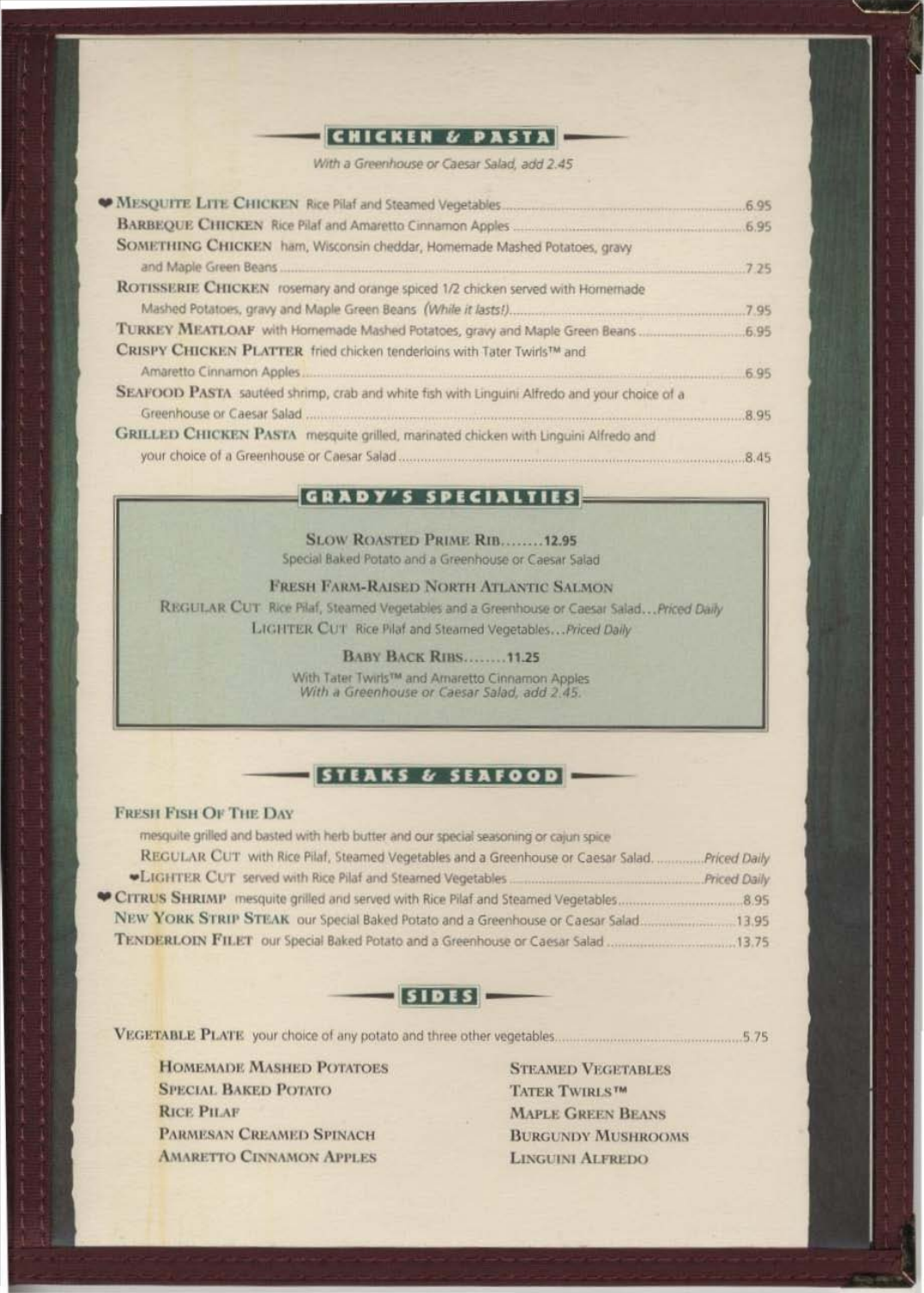## CHICKEN & PASTA

*With a Greenhouse or Caesar Salad, add 2.45*

♥ **Mesquite Lite Chicken** Rice Pilaf and Steamed Vegetables ..... 6.95

**Barbeque Chicken** Rice Pilaf and Amaretto Cinnamon Apples ..... 6.95

**Something Chicken** ham, Wisconsin cheddar, Homemade Mashed Potatoes, gravy and Maple Green Beans ..... 7.25

**Rotisserie Chicken** rosemary and orange spiced 1/2 chicken served with Homemade Mashed Potatoes, gravy and Maple Green Beans *(While it lasts!)* ..... 7.95

**Turkey Meatloaf** with Homemade Mashed Potatoes, gravy and Maple Green Beans ..... 6.95

**Crispy Chicken Platter** fried chicken tenderloins with Tater Twirls™ and Amaretto Cinnamon Apples ..... 6.95

**Seafood Pasta** sautéed shrimp, crab and white fish with Linguini Alfredo and your choice of a Greenhouse or Caesar Salad ..... 8.95

**Grilled Chicken Pasta** mesquite grilled, marinated chicken with Linguini Alfredo and your choice of a Greenhouse or Caesar Salad ..... 8.45

## GRADY'S SPECIALTIES

**Slow Roasted Prime Rib**........12.95
Special Baked Potato and a Greenhouse or Caesar Salad

**Fresh Farm-Raised North Atlantic Salmon**
**Regular Cut** Rice Pilaf, Steamed Vegetables and a Greenhouse or Caesar Salad...*Priced Daily*
**Lighter Cut** Rice Pilaf and Steamed Vegetables...*Priced Daily*

**Baby Back Ribs**........11.25
With Tater Twirls™ and Amaretto Cinnamon Apples
*With a Greenhouse or Caesar Salad, add 2.45.*

## STEAKS & SEAFOOD

**Fresh Fish Of The Day**
mesquite grilled and basted with herb butter and our special seasoning or cajun spice
**Regular Cut** with Rice Pilaf, Steamed Vegetables and a Greenhouse or Caesar Salad ..... *Priced Daily*
♥**Lighter Cut** served with Rice Pilaf and Steamed Vegetables ..... *Priced Daily*

♥ **Citrus Shrimp** mesquite grilled and served with Rice Pilaf and Steamed Vegetables ..... 8.95

**New York Strip Steak** our Special Baked Potato and a Greenhouse or Caesar Salad ..... 13.95

**Tenderloin Filet** our Special Baked Potato and a Greenhouse or Caesar Salad ..... 13.75

## SIDES

**Vegetable Plate** your choice of any potato and three other vegetables ..... 5.75

- Homemade Mashed Potatoes
- Special Baked Potato
- Rice Pilaf
- Parmesan Creamed Spinach
- Amaretto Cinnamon Apples
- Steamed Vegetables
- Tater Twirls™
- Maple Green Beans
- Burgundy Mushrooms
- Linguini Alfredo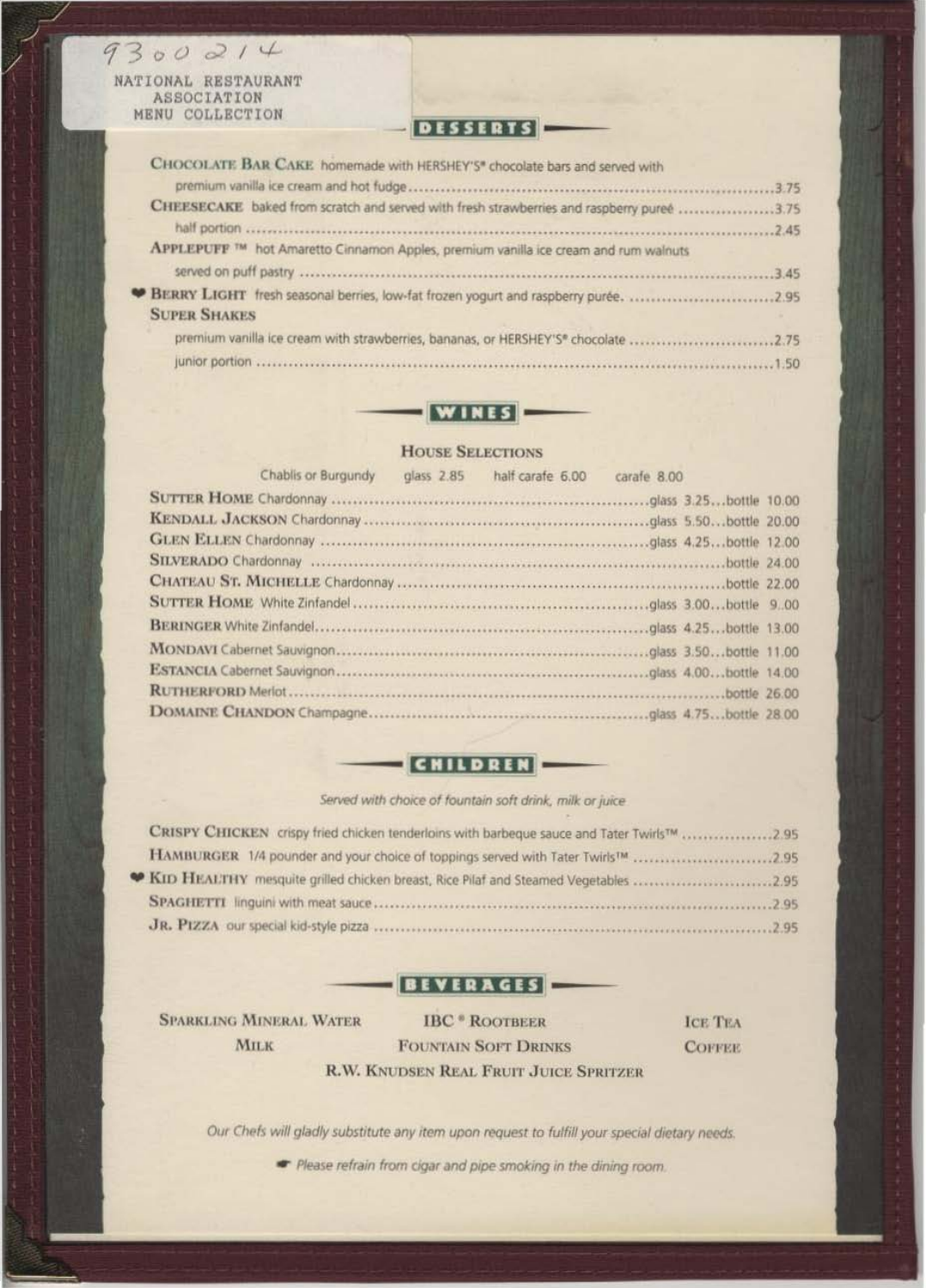9300214

NATIONAL RESTAURANT ASSOCIATION MENU COLLECTION

## DESSERTS

**CHOCOLATE BAR CAKE** homemade with HERSHEY'S® chocolate bars and served with premium vanilla ice cream and hot fudge .......... 3.75

**CHEESECAKE** baked from scratch and served with fresh strawberries and raspberry pureé .......... 3.75
half portion .......... 2.45

**APPLEPUFF** ™ hot Amaretto Cinnamon Apples, premium vanilla ice cream and rum walnuts served on puff pastry .......... 3.45

❤ **BERRY LIGHT** fresh seasonal berries, low-fat frozen yogurt and raspberry purée. .......... 2.95

**SUPER SHAKES**
premium vanilla ice cream with strawberries, bananas, or HERSHEY'S® chocolate .......... 2.75
junior portion .......... 1.50

## WINES

### HOUSE SELECTIONS

Chablis or Burgundy glass 2.85 half carafe 6.00 carafe 8.00

| | | |
|---|---|---|
| **SUTTER HOME** Chardonnay | glass 3.25 | bottle 10.00 |
| **KENDALL JACKSON** Chardonnay | glass 5.50 | bottle 20.00 |
| **GLEN ELLEN** Chardonnay | glass 4.25 | bottle 12.00 |
| **SILVERADO** Chardonnay | | bottle 24.00 |
| **CHATEAU ST. MICHELLE** Chardonnay | | bottle 22.00 |
| **SUTTER HOME** White Zinfandel | glass 3.00 | bottle 9.00 |
| **BERINGER** White Zinfandel | glass 4.25 | bottle 13.00 |
| **MONDAVI** Cabernet Sauvignon | glass 3.50 | bottle 11.00 |
| **ESTANCIA** Cabernet Sauvignon | glass 4.00 | bottle 14.00 |
| **RUTHERFORD** Merlot | | bottle 26.00 |
| **DOMAINE CHANDON** Champagne | glass 4.75 | bottle 28.00 |

## CHILDREN

*Served with choice of fountain soft drink, milk or juice*

**CRISPY CHICKEN** crispy fried chicken tenderloins with barbeque sauce and Tater Twirls™ .......... 2.95

**HAMBURGER** 1/4 pounder and your choice of toppings served with Tater Twirls™ .......... 2.95

❤ **KID HEALTHY** mesquite grilled chicken breast, Rice Pilaf and Steamed Vegetables .......... 2.95

**SPAGHETTI** linguini with meat sauce .......... 2.95

**JR. PIZZA** our special kid-style pizza .......... 2.95

## BEVERAGES

**SPARKLING MINERAL WATER** · **IBC® ROOTBEER** · **ICE TEA**
**MILK** · **FOUNTAIN SOFT DRINKS** · **COFFEE**
**R.W. KNUDSEN REAL FRUIT JUICE SPRITZER**

*Our Chefs will gladly substitute any item upon request to fulfill your special dietary needs.*

*Please refrain from cigar and pipe smoking in the dining room.*